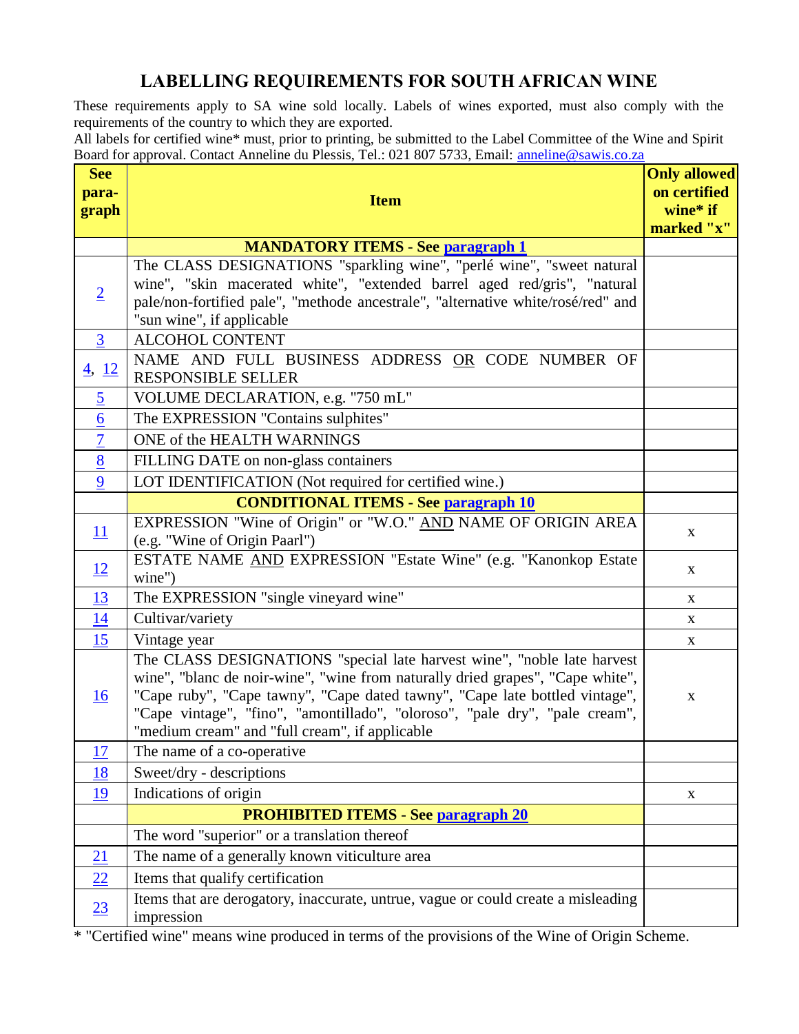# LABELLING REQUIREMENTS FOR SOUTH AFRICAN WINE

These requirements apply to SA wine sold locally. Labels of wines exported, must also comply with the requirements of the country to which they are exported.

All labels for certified wine* must, prior to printing, be submitted to the Label Committee of the Wine and Spirit Board for approval. Contact Anneline du Plessis, Tel.: 021 807 5733, Email: anneline@sawis.co.za

| See paragraph | Item | Only allowed on certified wine* if marked "x" |
|---|---|---|
| | **MANDATORY ITEMS - See paragraph 1** | |
| 2 | The CLASS DESIGNATIONS "sparkling wine", "perlé wine", "sweet natural wine", "skin macerated white", "extended barrel aged red/gris", "natural pale/non-fortified pale", "methode ancestrale", "alternative white/rosé/red" and "sun wine", if applicable | |
| 3 | ALCOHOL CONTENT | |
| 4, 12 | NAME AND FULL BUSINESS ADDRESS OR CODE NUMBER OF RESPONSIBLE SELLER | |
| 5 | VOLUME DECLARATION, e.g. "750 mL" | |
| 6 | The EXPRESSION "Contains sulphites" | |
| 7 | ONE of the HEALTH WARNINGS | |
| 8 | FILLING DATE on non-glass containers | |
| 9 | LOT IDENTIFICATION (Not required for certified wine.) | |
| | **CONDITIONAL ITEMS - See paragraph 10** | |
| 11 | EXPRESSION "Wine of Origin" or "W.O." AND NAME OF ORIGIN AREA (e.g. "Wine of Origin Paarl") | x |
| 12 | ESTATE NAME AND EXPRESSION "Estate Wine" (e.g. "Kanonkop Estate wine") | x |
| 13 | The EXPRESSION "single vineyard wine" | x |
| 14 | Cultivar/variety | x |
| 15 | Vintage year | x |
| 16 | The CLASS DESIGNATIONS "special late harvest wine", "noble late harvest wine", "blanc de noir-wine", "wine from naturally dried grapes", "Cape white", "Cape ruby", "Cape tawny", "Cape dated tawny", "Cape late bottled vintage", "Cape vintage", "fino", "amontillado", "oloroso", "pale dry", "pale cream", "medium cream" and "full cream", if applicable | x |
| 17 | The name of a co-operative | |
| 18 | Sweet/dry - descriptions | |
| 19 | Indications of origin | x |
| | **PROHIBITED ITEMS - See paragraph 20** | |
| | The word "superior" or a translation thereof | |
| 21 | The name of a generally known viticulture area | |
| 22 | Items that qualify certification | |
| 23 | Items that are derogatory, inaccurate, untrue, vague or could create a misleading impression | |

* "Certified wine" means wine produced in terms of the provisions of the Wine of Origin Scheme.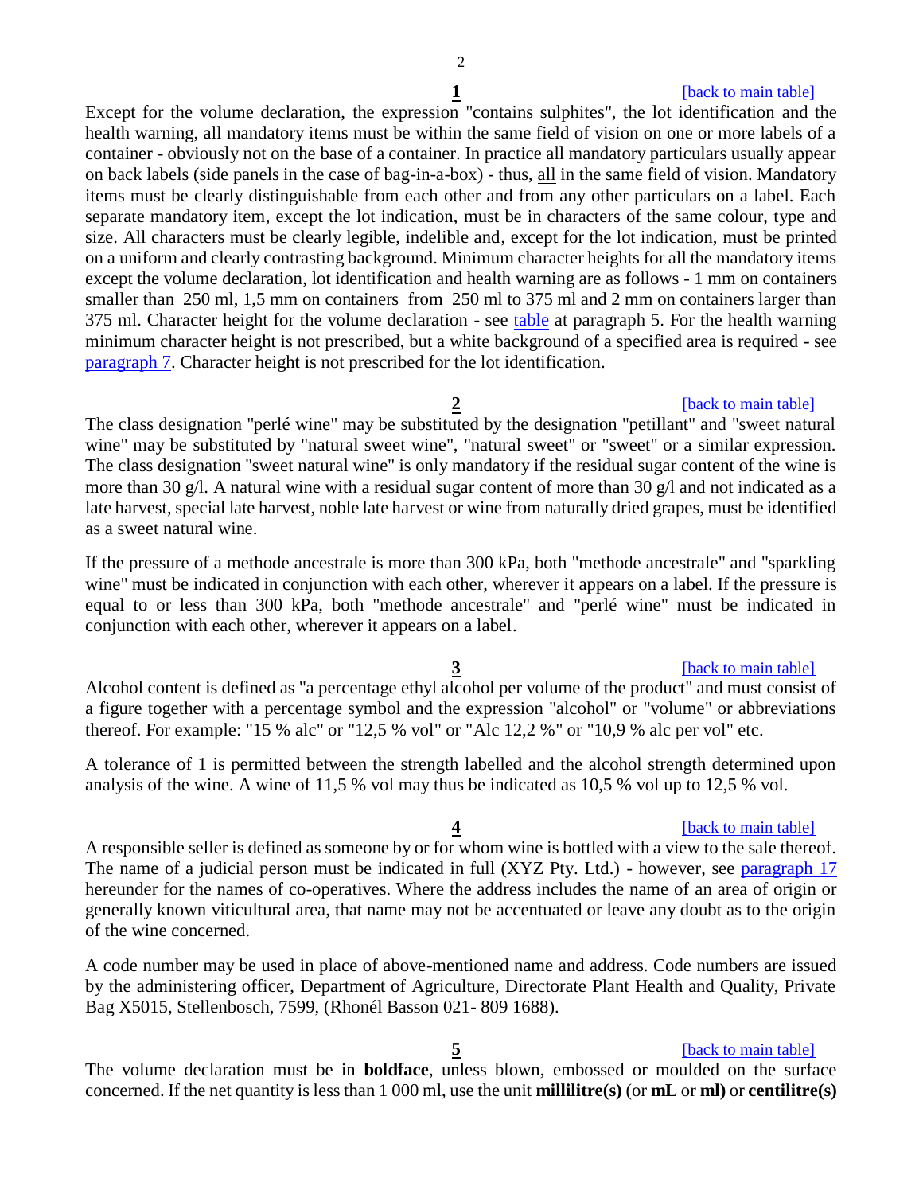**1** [back to main table]

Except for the volume declaration, the expression "contains sulphites", the lot identification and the health warning, all mandatory items must be within the same field of vision on one or more labels of a container - obviously not on the base of a container. In practice all mandatory particulars usually appear on back labels (side panels in the case of bag-in-a-box) - thus, all in the same field of vision. Mandatory items must be clearly distinguishable from each other and from any other particulars on a label. Each separate mandatory item, except the lot indication, must be in characters of the same colour, type and size. All characters must be clearly legible, indelible and, except for the lot indication, must be printed on a uniform and clearly contrasting background. Minimum character heights for all the mandatory items except the volume declaration, lot identification and health warning are as follows - 1 mm on containers smaller than 250 ml, 1,5 mm on containers from 250 ml to 375 ml and 2 mm on containers larger than 375 ml. Character height for the volume declaration - see table at paragraph 5. For the health warning minimum character height is not prescribed, but a white background of a specified area is required - see paragraph 7. Character height is not prescribed for the lot identification.

**2** [back to main table]

The class designation "perlé wine" may be substituted by the designation "petillant" and "sweet natural wine" may be substituted by "natural sweet wine", "natural sweet" or "sweet" or a similar expression. The class designation "sweet natural wine" is only mandatory if the residual sugar content of the wine is more than 30 g/l. A natural wine with a residual sugar content of more than 30 g/l and not indicated as a late harvest, special late harvest, noble late harvest or wine from naturally dried grapes, must be identified as a sweet natural wine.

If the pressure of a methode ancestrale is more than 300 kPa, both "methode ancestrale" and "sparkling wine" must be indicated in conjunction with each other, wherever it appears on a label. If the pressure is equal to or less than 300 kPa, both "methode ancestrale" and "perlé wine" must be indicated in conjunction with each other, wherever it appears on a label.

**3** [back to main table]

Alcohol content is defined as "a percentage ethyl alcohol per volume of the product" and must consist of a figure together with a percentage symbol and the expression "alcohol" or "volume" or abbreviations thereof. For example: "15 % alc" or "12,5 % vol" or "Alc 12,2 %" or "10,9 % alc per vol" etc.

A tolerance of 1 is permitted between the strength labelled and the alcohol strength determined upon analysis of the wine. A wine of 11,5 % vol may thus be indicated as 10,5 % vol up to 12,5 % vol.

**4** [back to main table]

A responsible seller is defined as someone by or for whom wine is bottled with a view to the sale thereof. The name of a judicial person must be indicated in full (XYZ Pty. Ltd.) - however, see paragraph 17 hereunder for the names of co-operatives. Where the address includes the name of an area of origin or generally known viticultural area, that name may not be accentuated or leave any doubt as to the origin of the wine concerned.

A code number may be used in place of above-mentioned name and address. Code numbers are issued by the administering officer, Department of Agriculture, Directorate Plant Health and Quality, Private Bag X5015, Stellenbosch, 7599, (Rhonél Basson 021- 809 1688).

**5** [back to main table]

The volume declaration must be in **boldface**, unless blown, embossed or moulded on the surface concerned. If the net quantity is less than 1 000 ml, use the unit **millilitre(s)** (or **mL** or **ml)** or **centilitre(s)**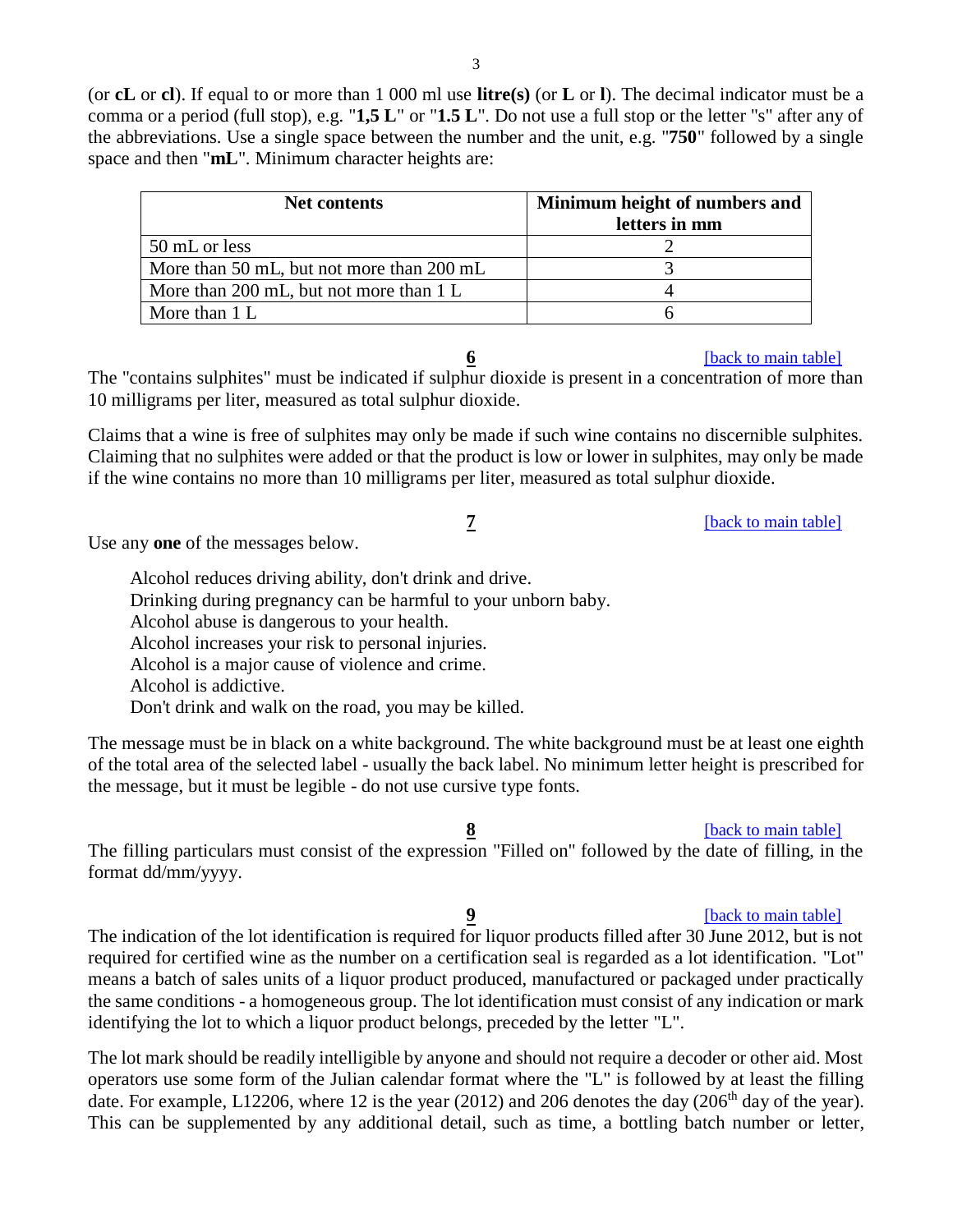(or **cL** or **cl**). If equal to or more than 1 000 ml use **litre(s)** (or **L** or **l**). The decimal indicator must be a comma or a period (full stop), e.g. "**1,5 L**" or "**1.5 L**". Do not use a full stop or the letter "s" after any of the abbreviations. Use a single space between the number and the unit, e.g. "**750**" followed by a single space and then "**mL**". Minimum character heights are:

| Net contents | Minimum height of numbers and letters in mm |
|---|---|
| 50 mL or less | 2 |
| More than 50 mL, but not more than 200 mL | 3 |
| More than 200 mL, but not more than 1 L | 4 |
| More than 1 L | 6 |

**6** [back to main table]

The "contains sulphites" must be indicated if sulphur dioxide is present in a concentration of more than 10 milligrams per liter, measured as total sulphur dioxide.

Claims that a wine is free of sulphites may only be made if such wine contains no discernible sulphites. Claiming that no sulphites were added or that the product is low or lower in sulphites, may only be made if the wine contains no more than 10 milligrams per liter, measured as total sulphur dioxide.

**7** [back to main table]

Use any **one** of the messages below.

Alcohol reduces driving ability, don't drink and drive.
Drinking during pregnancy can be harmful to your unborn baby.
Alcohol abuse is dangerous to your health.
Alcohol increases your risk to personal injuries.
Alcohol is a major cause of violence and crime.
Alcohol is addictive.
Don't drink and walk on the road, you may be killed.

The message must be in black on a white background. The white background must be at least one eighth of the total area of the selected label - usually the back label. No minimum letter height is prescribed for the message, but it must be legible - do not use cursive type fonts.

**8** [back to main table]

The filling particulars must consist of the expression "Filled on" followed by the date of filling, in the format dd/mm/yyyy.

**9** [back to main table]

The indication of the lot identification is required for liquor products filled after 30 June 2012, but is not required for certified wine as the number on a certification seal is regarded as a lot identification. "Lot" means a batch of sales units of a liquor product produced, manufactured or packaged under practically the same conditions - a homogeneous group. The lot identification must consist of any indication or mark identifying the lot to which a liquor product belongs, preceded by the letter "L".

The lot mark should be readily intelligible by anyone and should not require a decoder or other aid. Most operators use some form of the Julian calendar format where the "L" is followed by at least the filling date. For example, L12206, where 12 is the year (2012) and 206 denotes the day (206th day of the year). This can be supplemented by any additional detail, such as time, a bottling batch number or letter,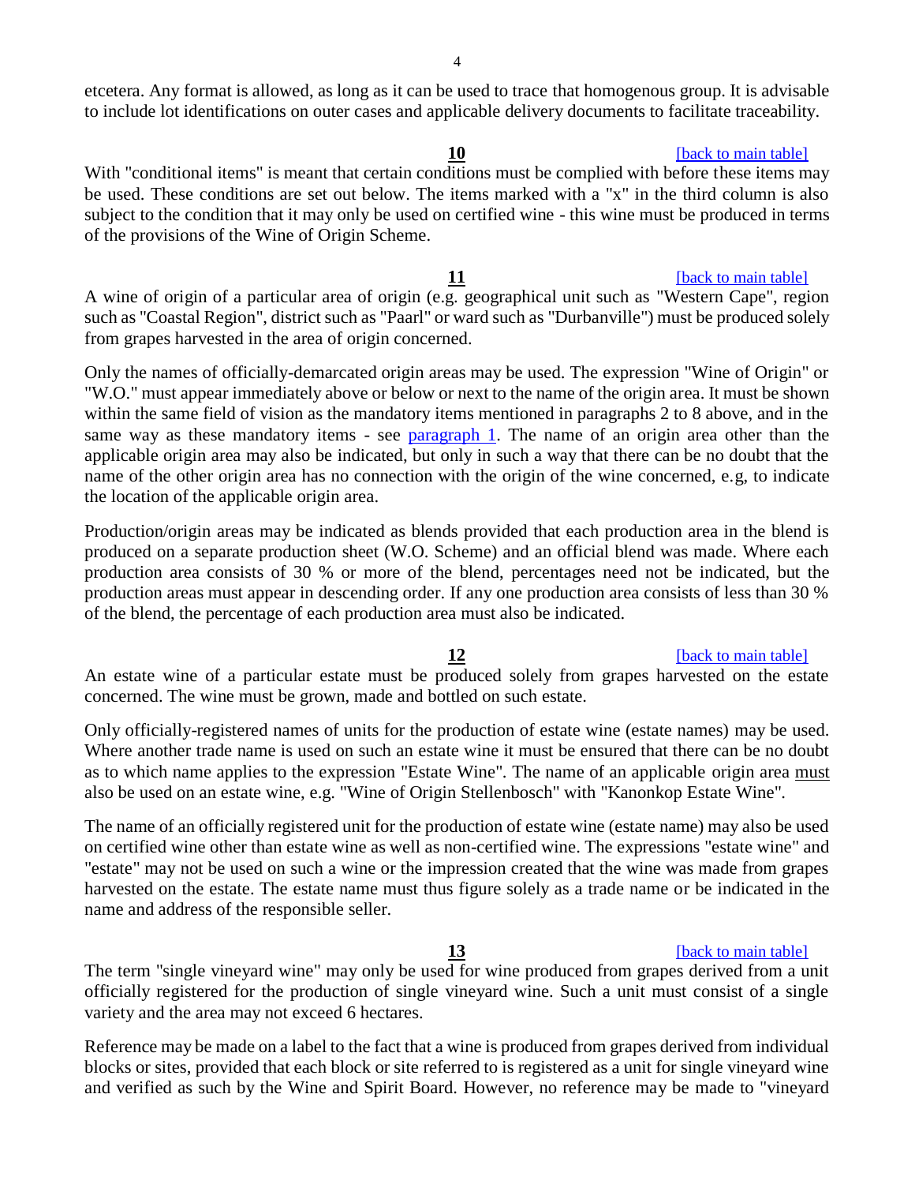etcetera. Any format is allowed, as long as it can be used to trace that homogenous group. It is advisable to include lot identifications on outer cases and applicable delivery documents to facilitate traceability.

**10** [back to main table]

With "conditional items" is meant that certain conditions must be complied with before these items may be used. These conditions are set out below. The items marked with a "x" in the third column is also subject to the condition that it may only be used on certified wine - this wine must be produced in terms of the provisions of the Wine of Origin Scheme.

**11** [back to main table]

A wine of origin of a particular area of origin (e.g. geographical unit such as "Western Cape", region such as "Coastal Region", district such as "Paarl" or ward such as "Durbanville") must be produced solely from grapes harvested in the area of origin concerned.

Only the names of officially-demarcated origin areas may be used. The expression "Wine of Origin" or "W.O." must appear immediately above or below or next to the name of the origin area. It must be shown within the same field of vision as the mandatory items mentioned in paragraphs 2 to 8 above, and in the same way as these mandatory items - see paragraph 1. The name of an origin area other than the applicable origin area may also be indicated, but only in such a way that there can be no doubt that the name of the other origin area has no connection with the origin of the wine concerned, e.g, to indicate the location of the applicable origin area.

Production/origin areas may be indicated as blends provided that each production area in the blend is produced on a separate production sheet (W.O. Scheme) and an official blend was made. Where each production area consists of 30 % or more of the blend, percentages need not be indicated, but the production areas must appear in descending order. If any one production area consists of less than 30 % of the blend, the percentage of each production area must also be indicated.

**12** [back to main table]

An estate wine of a particular estate must be produced solely from grapes harvested on the estate concerned. The wine must be grown, made and bottled on such estate.

Only officially-registered names of units for the production of estate wine (estate names) may be used. Where another trade name is used on such an estate wine it must be ensured that there can be no doubt as to which name applies to the expression "Estate Wine". The name of an applicable origin area must also be used on an estate wine, e.g. "Wine of Origin Stellenbosch" with "Kanonkop Estate Wine".

The name of an officially registered unit for the production of estate wine (estate name) may also be used on certified wine other than estate wine as well as non-certified wine. The expressions "estate wine" and "estate" may not be used on such a wine or the impression created that the wine was made from grapes harvested on the estate. The estate name must thus figure solely as a trade name or be indicated in the name and address of the responsible seller.

**13** [back to main table]

The term "single vineyard wine" may only be used for wine produced from grapes derived from a unit officially registered for the production of single vineyard wine. Such a unit must consist of a single variety and the area may not exceed 6 hectares.

Reference may be made on a label to the fact that a wine is produced from grapes derived from individual blocks or sites, provided that each block or site referred to is registered as a unit for single vineyard wine and verified as such by the Wine and Spirit Board. However, no reference may be made to "vineyard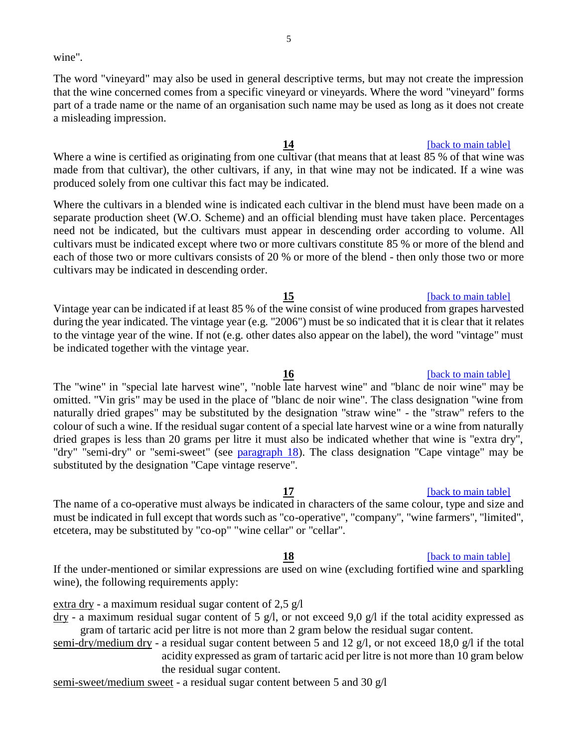wine".

The word "vineyard" may also be used in general descriptive terms, but may not create the impression that the wine concerned comes from a specific vineyard or vineyards. Where the word "vineyard" forms part of a trade name or the name of an organisation such name may be used as long as it does not create a misleading impression.

**14** [back to main table]

Where a wine is certified as originating from one cultivar (that means that at least 85 % of that wine was made from that cultivar), the other cultivars, if any, in that wine may not be indicated. If a wine was produced solely from one cultivar this fact may be indicated.

Where the cultivars in a blended wine is indicated each cultivar in the blend must have been made on a separate production sheet (W.O. Scheme) and an official blending must have taken place. Percentages need not be indicated, but the cultivars must appear in descending order according to volume. All cultivars must be indicated except where two or more cultivars constitute 85 % or more of the blend and each of those two or more cultivars consists of 20 % or more of the blend - then only those two or more cultivars may be indicated in descending order.

**15** [back to main table]

Vintage year can be indicated if at least 85 % of the wine consist of wine produced from grapes harvested during the year indicated. The vintage year (e.g. "2006") must be so indicated that it is clear that it relates to the vintage year of the wine. If not (e.g. other dates also appear on the label), the word "vintage" must be indicated together with the vintage year.

**16** [back to main table]

The "wine" in "special late harvest wine", "noble late harvest wine" and "blanc de noir wine" may be omitted. "Vin gris" may be used in the place of "blanc de noir wine". The class designation "wine from naturally dried grapes" may be substituted by the designation "straw wine" - the "straw" refers to the colour of such a wine. If the residual sugar content of a special late harvest wine or a wine from naturally dried grapes is less than 20 grams per litre it must also be indicated whether that wine is "extra dry", "dry" "semi-dry" or "semi-sweet" (see paragraph 18). The class designation "Cape vintage" may be substituted by the designation "Cape vintage reserve".

**17** [back to main table]

The name of a co-operative must always be indicated in characters of the same colour, type and size and must be indicated in full except that words such as "co-operative", "company", "wine farmers", "limited", etcetera, may be substituted by "co-op" "wine cellar" or "cellar".

**18** [back to main table]

If the under-mentioned or similar expressions are used on wine (excluding fortified wine and sparkling wine), the following requirements apply:

extra dry - a maximum residual sugar content of 2,5 g/l

dry - a maximum residual sugar content of 5 g/l, or not exceed 9,0 g/l if the total acidity expressed as gram of tartaric acid per litre is not more than 2 gram below the residual sugar content.

semi-dry/medium dry - a residual sugar content between 5 and 12 g/l, or not exceed 18,0 g/l if the total acidity expressed as gram of tartaric acid per litre is not more than 10 gram below the residual sugar content.

semi-sweet/medium sweet - a residual sugar content between 5 and 30 g/l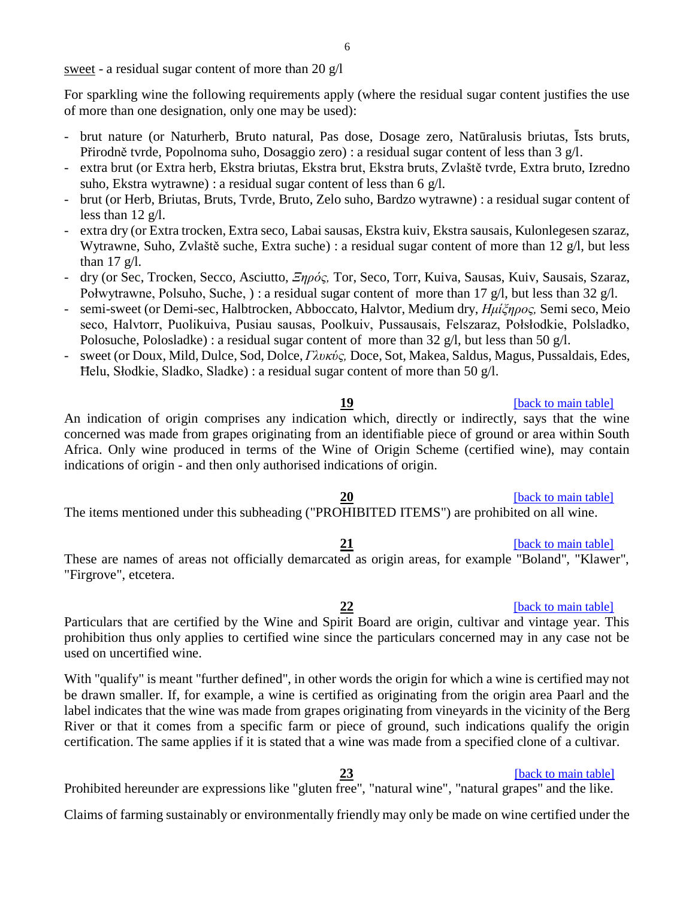sweet - a residual sugar content of more than 20 g/l

For sparkling wine the following requirements apply (where the residual sugar content justifies the use of more than one designation, only one may be used):

- brut nature (or Naturherb, Bruto natural, Pas dose, Dosage zero, Natūralusis briutas, Īsts bruts, Přirodně tvrde, Popolnoma suho, Dosaggio zero) : a residual sugar content of less than 3 g/l.
- extra brut (or Extra herb, Ekstra briutas, Ekstra brut, Ekstra bruts, Zvlaště tvrde, Extra bruto, Izredno suho, Ekstra wytrawne) : a residual sugar content of less than 6 g/l.
- brut (or Herb, Briutas, Bruts, Tvrde, Bruto, Zelo suho, Bardzo wytrawne) : a residual sugar content of less than 12 g/l.
- extra dry (or Extra trocken, Extra seco, Labai sausas, Ekstra kuiv, Ekstra sausais, Kulonlegesen szaraz, Wytrawne, Suho, Zvlaště suche, Extra suche) : a residual sugar content of more than 12 g/l, but less than 17 g/l.
- dry (or Sec, Trocken, Secco, Asciutto, *Ξηρός,* Tor, Seco, Torr, Kuiva, Sausas, Kuiv, Sausais, Szaraz, Połwytrawne, Polsuho, Suche, ) : a residual sugar content of more than 17 g/l, but less than 32 g/l.
- semi-sweet (or Demi-sec, Halbtrocken, Abboccato, Halvtor, Medium dry, *Ημίξηρος,* Semi seco, Meio seco, Halvtorr, Puolikuiva, Pusiau sausas, Poolkuiv, Pussausais, Felszaraz, Połsłodkie, Polsladko, Polosuche, Polosladke) : a residual sugar content of more than 32 g/l, but less than 50 g/l.
- sweet (or Doux, Mild, Dulce, Sod, Dolce, *Γλυκύς,* Doce, Sot, Makea, Saldus, Magus, Pussaldais, Edes, Ħelu, Słodkie, Sladko, Sladke) : a residual sugar content of more than 50 g/l.

**19** [back to main table]

An indication of origin comprises any indication which, directly or indirectly, says that the wine concerned was made from grapes originating from an identifiable piece of ground or area within South Africa. Only wine produced in terms of the Wine of Origin Scheme (certified wine), may contain indications of origin - and then only authorised indications of origin.

**20** [back to main table]

The items mentioned under this subheading ("PROHIBITED ITEMS") are prohibited on all wine.

**21** [back to main table]

These are names of areas not officially demarcated as origin areas, for example "Boland", "Klawer", "Firgrove", etcetera.

**22** [back to main table]

Particulars that are certified by the Wine and Spirit Board are origin, cultivar and vintage year. This prohibition thus only applies to certified wine since the particulars concerned may in any case not be used on uncertified wine.

With "qualify" is meant "further defined", in other words the origin for which a wine is certified may not be drawn smaller. If, for example, a wine is certified as originating from the origin area Paarl and the label indicates that the wine was made from grapes originating from vineyards in the vicinity of the Berg River or that it comes from a specific farm or piece of ground, such indications qualify the origin certification. The same applies if it is stated that a wine was made from a specified clone of a cultivar.

**23** [back to main table]

Prohibited hereunder are expressions like "gluten free", "natural wine", "natural grapes" and the like.

Claims of farming sustainably or environmentally friendly may only be made on wine certified under the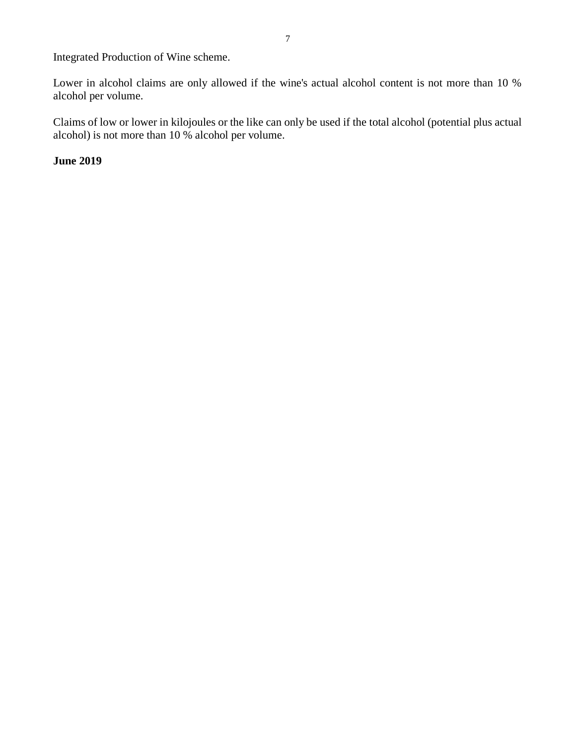Integrated Production of Wine scheme.

Lower in alcohol claims are only allowed if the wine's actual alcohol content is not more than 10 % alcohol per volume.

Claims of low or lower in kilojoules or the like can only be used if the total alcohol (potential plus actual alcohol) is not more than 10 % alcohol per volume.

**June 2019**